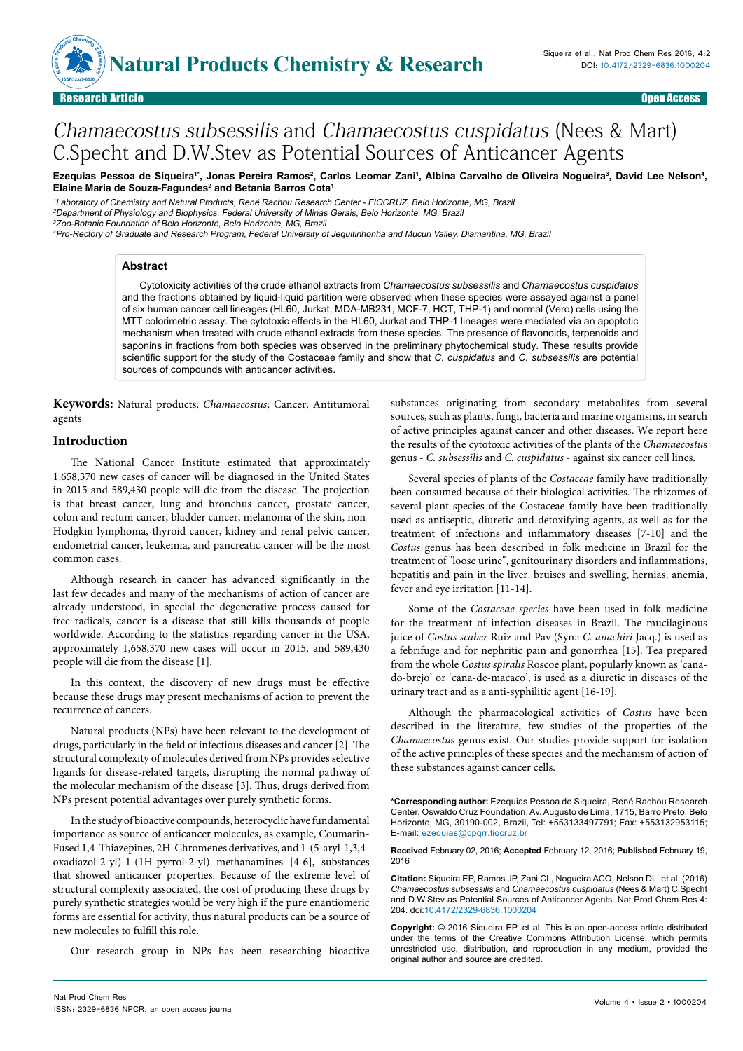Research Article | Open Access

# *Chamaecostus subsessilis* and *Chamaecostus cuspidatus* (Nees & Mart) C.Specht and D.W.Stev as Potential Sources of Anticancer Agents

**Ezequias Pessoa de Siqueira[1*], Jonas Pereira Ramos[2], Carlos Leomar Zani[1], Albina Carvalho de Oliveira Nogueira[3], David Lee Nelson[4], Elaine Maria de Souza-Fagundes[2] and Betania Barros Cota[1]**

[1] *Laboratory of Chemistry and Natural Products, René Rachou Research Center - FIOCRUZ, Belo Horizonte, MG, Brazil*
[2] *Department of Physiology and Biophysics, Federal University of Minas Gerais, Belo Horizonte, MG, Brazil*
[3] *Zoo-Botanic Foundation of Belo Horizonte, Belo Horizonte, MG, Brazil*
[4] *Pro-Rectory of Graduate and Research Program, Federal University of Jequitinhonha and Mucuri Valley, Diamantina, MG, Brazil*

## Abstract

Cytotoxicity activities of the crude ethanol extracts from *Chamaecostus subsessilis* and *Chamaecostus cuspidatus* and the fractions obtained by liquid-liquid partition were observed when these species were assayed against a panel of six human cancer cell lineages (HL60, Jurkat, MDA-MB231, MCF-7, HCT, THP-1) and normal (Vero) cells using the MTT colorimetric assay. The cytotoxic effects in the HL60, Jurkat and THP-1 lineages were mediated via an apoptotic mechanism when treated with crude ethanol extracts from these species. The presence of flavonoids, terpenoids and saponins in fractions from both species was observed in the preliminary phytochemical study. These results provide scientific support for the study of the Costaceae family and show that *C. cuspidatus* and *C. subsessilis* are potential sources of compounds with anticancer activities.

**Keywords:** Natural products; *Chamaecostus*; Cancer; Antitumoral agents

## Introduction

The National Cancer Institute estimated that approximately 1,658,370 new cases of cancer will be diagnosed in the United States in 2015 and 589,430 people will die from the disease. The projection is that breast cancer, lung and bronchus cancer, prostate cancer, colon and rectum cancer, bladder cancer, melanoma of the skin, non-Hodgkin lymphoma, thyroid cancer, kidney and renal pelvic cancer, endometrial cancer, leukemia, and pancreatic cancer will be the most common cases.

Although research in cancer has advanced significantly in the last few decades and many of the mechanisms of action of cancer are already understood, in special the degenerative process caused for free radicals, cancer is a disease that still kills thousands of people worldwide. According to the statistics regarding cancer in the USA, approximately 1,658,370 new cases will occur in 2015, and 589,430 people will die from the disease [1].

In this context, the discovery of new drugs must be effective because these drugs may present mechanisms of action to prevent the recurrence of cancers.

Natural products (NPs) have been relevant to the development of drugs, particularly in the field of infectious diseases and cancer [2]. The structural complexity of molecules derived from NPs provides selective ligands for disease-related targets, disrupting the normal pathway of the molecular mechanism of the disease [3]. Thus, drugs derived from NPs present potential advantages over purely synthetic forms.

In the study of bioactive compounds, heterocyclic have fundamental importance as source of anticancer molecules, as example, Coumarin-Fused 1,4-Thiazepines, 2H-Chromenes derivatives, and 1-(5-aryl-1,3,4-oxadiazol-2-yl)-1-(1H-pyrrol-2-yl) methanamines [4-6], substances that showed anticancer properties. Because of the extreme level of structural complexity associated, the cost of producing these drugs by purely synthetic strategies would be very high if the pure enantiomeric forms are essential for activity, thus natural products can be a source of new molecules to fulfill this role.

Our research group in NPs has been researching bioactive substances originating from secondary metabolites from several sources, such as plants, fungi, bacteria and marine organisms, in search of active principles against cancer and other diseases. We report here the results of the cytotoxic activities of the plants of the *Chamaecostus* genus - *C. subsessilis* and *C. cuspidatus* - against six cancer cell lines.

Several species of plants of the *Costaceae* family have traditionally been consumed because of their biological activities. The rhizomes of several plant species of the Costaceae family have been traditionally used as antiseptic, diuretic and detoxifying agents, as well as for the treatment of infections and inflammatory diseases [7-10] and the *Costus* genus has been described in folk medicine in Brazil for the treatment of "loose urine", genitourinary disorders and inflammations, hepatitis and pain in the liver, bruises and swelling, hernias, anemia, fever and eye irritation [11-14].

Some of the *Costaceae species* have been used in folk medicine for the treatment of infection diseases in Brazil. The mucilaginous juice of *Costus scaber* Ruiz and Pav (Syn.: *C. anachiri* Jacq.) is used as a febrifuge and for nephritic pain and gonorrhea [15]. Tea prepared from the whole *Costus spiralis* Roscoe plant, popularly known as 'cana-do-brejo' or 'cana-de-macaco', is used as a diuretic in diseases of the urinary tract and as a anti-syphilitic agent [16-19].

Although the pharmacological activities of *Costus* have been described in the literature, few studies of the properties of the *Chamaecostus* genus exist. Our studies provide support for isolation of the active principles of these species and the mechanism of action of these substances against cancer cells.

---

**\*Corresponding author:** Ezequias Pessoa de Siqueira, René Rachou Research Center, Oswaldo Cruz Foundation, Av. Augusto de Lima, 1715, Barro Preto, Belo Horizonte, MG, 30190-002, Brazil, Tel: +553133497791; Fax: +553132953115; E-mail: ezequias@cpqrr.fiocruz.br

**Received** February 02, 2016; **Accepted** February 12, 2016; **Published** February 19, 2016

**Citation:** Siqueira EP, Ramos JP, Zani CL, Nogueira ACO, Nelson DL, et al. (2016) *Chamaecostus subsessilis* and *Chamaecostus cuspidatus* (Nees & Mart) C.Specht and D.W.Stev as Potential Sources of Anticancer Agents. Nat Prod Chem Res 4: 204. doi:10.4172/2329-6836.1000204

**Copyright:** © 2016 Siqueira EP, et al. This is an open-access article distributed under the terms of the Creative Commons Attribution License, which permits unrestricted use, distribution, and reproduction in any medium, provided the original author and source are credited.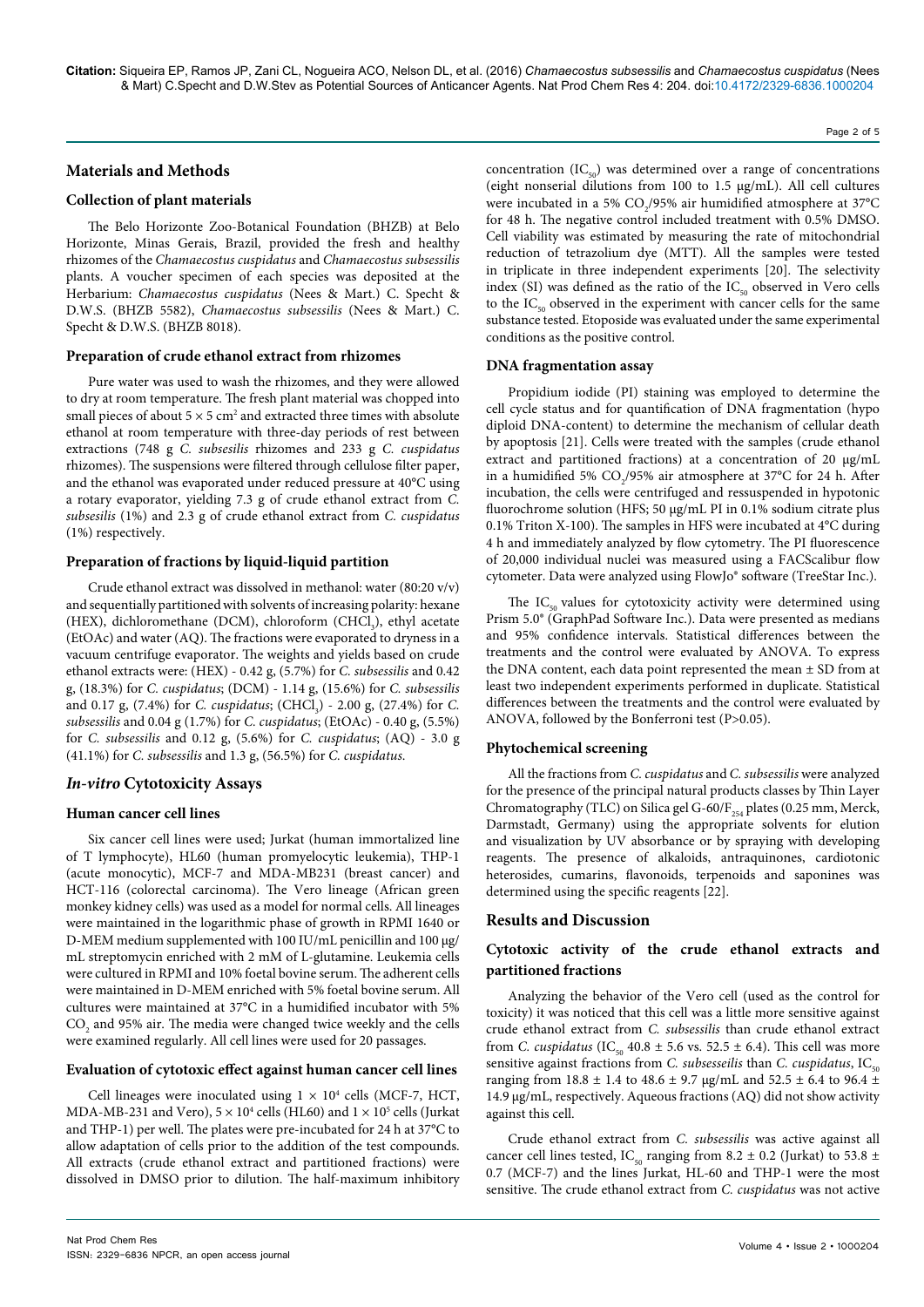## Materials and Methods

### Collection of plant materials

The Belo Horizonte Zoo-Botanical Foundation (BHZB) at Belo Horizonte, Minas Gerais, Brazil, provided the fresh and healthy rhizomes of the *Chamaecostus cuspidatus* and *Chamaecostus subsessilis* plants. A voucher specimen of each species was deposited at the Herbarium: *Chamaecostus cuspidatus* (Nees & Mart.) C. Specht & D.W.S. (BHZB 5582), *Chamaecostus subsessilis* (Nees & Mart.) C. Specht & D.W.S. (BHZB 8018).

### Preparation of crude ethanol extract from rhizomes

Pure water was used to wash the rhizomes, and they were allowed to dry at room temperature. The fresh plant material was chopped into small pieces of about $5 \times 5$ cm$^2$ and extracted three times with absolute ethanol at room temperature with three-day periods of rest between extractions (748 g *C. subsesilis* rhizomes and 233 g *C. cuspidatus* rhizomes). The suspensions were filtered through cellulose filter paper, and the ethanol was evaporated under reduced pressure at 40°C using a rotary evaporator, yielding 7.3 g of crude ethanol extract from *C. subsesilis* (1%) and 2.3 g of crude ethanol extract from *C. cuspidatus* (1%) respectively.

### Preparation of fractions by liquid-liquid partition

Crude ethanol extract was dissolved in methanol: water (80:20 v/v) and sequentially partitioned with solvents of increasing polarity: hexane (HEX), dichloromethane (DCM), chloroform ($CHCl_3$), ethyl acetate (EtOAc) and water (AQ). The fractions were evaporated to dryness in a vacuum centrifuge evaporator. The weights and yields based on crude ethanol extracts were: (HEX) - 0.42 g, (5.7%) for *C. subsessilis* and 0.42 g, (18.3%) for *C. cuspidatus*; (DCM) - 1.14 g, (15.6%) for *C. subsessilis* and 0.17 g, (7.4%) for *C. cuspidatus*; ($CHCl_3$) - 2.00 g, (27.4%) for *C. subsessilis* and 0.04 g (1.7%) for *C. cuspidatus*; (EtOAc) - 0.40 g, (5.5%) for *C. subsessilis* and 0.12 g, (5.6%) for *C. cuspidatus*; (AQ) - 3.0 g (41.1%) for *C. subsessilis* and 1.3 g, (56.5%) for *C. cuspidatus*.

## *In-vitro* Cytotoxicity Assays

### Human cancer cell lines

Six cancer cell lines were used; Jurkat (human immortalized line of T lymphocyte), HL60 (human promyelocytic leukemia), THP-1 (acute monocytic), MCF-7 and MDA-MB231 (breast cancer) and HCT-116 (colorectal carcinoma). The Vero lineage (African green monkey kidney cells) was used as a model for normal cells. All lineages were maintained in the logarithmic phase of growth in RPMI 1640 or D-MEM medium supplemented with 100 IU/mL penicillin and 100 µg/mL streptomycin enriched with 2 mM of L-glutamine. Leukemia cells were cultured in RPMI and 10% foetal bovine serum. The adherent cells were maintained in D-MEM enriched with 5% foetal bovine serum. All cultures were maintained at 37°C in a humidified incubator with 5% $CO_2$ and 95% air. The media were changed twice weekly and the cells were examined regularly. All cell lines were used for 20 passages.

### Evaluation of cytotoxic effect against human cancer cell lines

Cell lineages were inoculated using $1 \times 10^4$ cells (MCF-7, HCT, MDA-MB-231 and Vero), $5 \times 10^4$ cells (HL60) and $1 \times 10^5$ cells (Jurkat and THP-1) per well. The plates were pre-incubated for 24 h at 37°C to allow adaptation of cells prior to the addition of the test compounds. All extracts (crude ethanol extract and partitioned fractions) were dissolved in DMSO prior to dilution. The half-maximum inhibitory concentration ($IC_{50}$) was determined over a range of concentrations (eight nonserial dilutions from 100 to 1.5 µg/mL). All cell cultures were incubated in a 5% $CO_2$/95% air humidified atmosphere at 37°C for 48 h. The negative control included treatment with 0.5% DMSO. Cell viability was estimated by measuring the rate of mitochondrial reduction of tetrazolium dye (MTT). All the samples were tested in triplicate in three independent experiments [20]. The selectivity index (SI) was defined as the ratio of the $IC_{50}$ observed in Vero cells to the $IC_{50}$ observed in the experiment with cancer cells for the same substance tested. Etoposide was evaluated under the same experimental conditions as the positive control.

### DNA fragmentation assay

Propidium iodide (PI) staining was employed to determine the cell cycle status and for quantification of DNA fragmentation (hypo diploid DNA-content) to determine the mechanism of cellular death by apoptosis [21]. Cells were treated with the samples (crude ethanol extract and partitioned fractions) at a concentration of 20 µg/mL in a humidified 5% $CO_2$/95% air atmosphere at 37°C for 24 h. After incubation, the cells were centrifuged and ressuspended in hypotonic fluorochrome solution (HFS; 50 µg/mL PI in 0.1% sodium citrate plus 0.1% Triton X-100). The samples in HFS were incubated at 4°C during 4 h and immediately analyzed by flow cytometry. The PI fluorescence of 20,000 individual nuclei was measured using a FACScalibur flow cytometer. Data were analyzed using FlowJo® software (TreeStar Inc.).

The $IC_{50}$ values for cytotoxicity activity were determined using Prism 5.0® (GraphPad Software Inc.). Data were presented as medians and 95% confidence intervals. Statistical differences between the treatments and the control were evaluated by ANOVA. To express the DNA content, each data point represented the mean ± SD from at least two independent experiments performed in duplicate. Statistical differences between the treatments and the control were evaluated by ANOVA, followed by the Bonferroni test ($P>0.05$).

### Phytochemical screening

All the fractions from *C. cuspidatus* and *C. subsessilis* were analyzed for the presence of the principal natural products classes by Thin Layer Chromatography (TLC) on Silica gel G-60/$F_{254}$ plates (0.25 mm, Merck, Darmstadt, Germany) using the appropriate solvents for elution and visualization by UV absorbance or by spraying with developing reagents. The presence of alkaloids, antraquinones, cardiotonic heterosides, cumarins, flavonoids, terpenoids and saponines was determined using the specific reagents [22].

## Results and Discussion

### Cytotoxic activity of the crude ethanol extracts and partitioned fractions

Analyzing the behavior of the Vero cell (used as the control for toxicity) it was noticed that this cell was a little more sensitive against crude ethanol extract from *C. subsessilis* than crude ethanol extract from *C. cuspidatus* ($IC_{50}$ 40.8 ± 5.6 vs. 52.5 ± 6.4). This cell was more sensitive against fractions from *C. subsesseilis* than *C. cuspidatus*, $IC_{50}$ ranging from 18.8 ± 1.4 to 48.6 ± 9.7 µg/mL and 52.5 ± 6.4 to 96.4 ± 14.9 µg/mL, respectively. Aqueous fractions (AQ) did not show activity against this cell.

Crude ethanol extract from *C. subsessilis* was active against all cancer cell lines tested, $IC_{50}$ ranging from 8.2 ± 0.2 (Jurkat) to 53.8 ± 0.7 (MCF-7) and the lines Jurkat, HL-60 and THP-1 were the most sensitive. The crude ethanol extract from *C. cuspidatus* was not active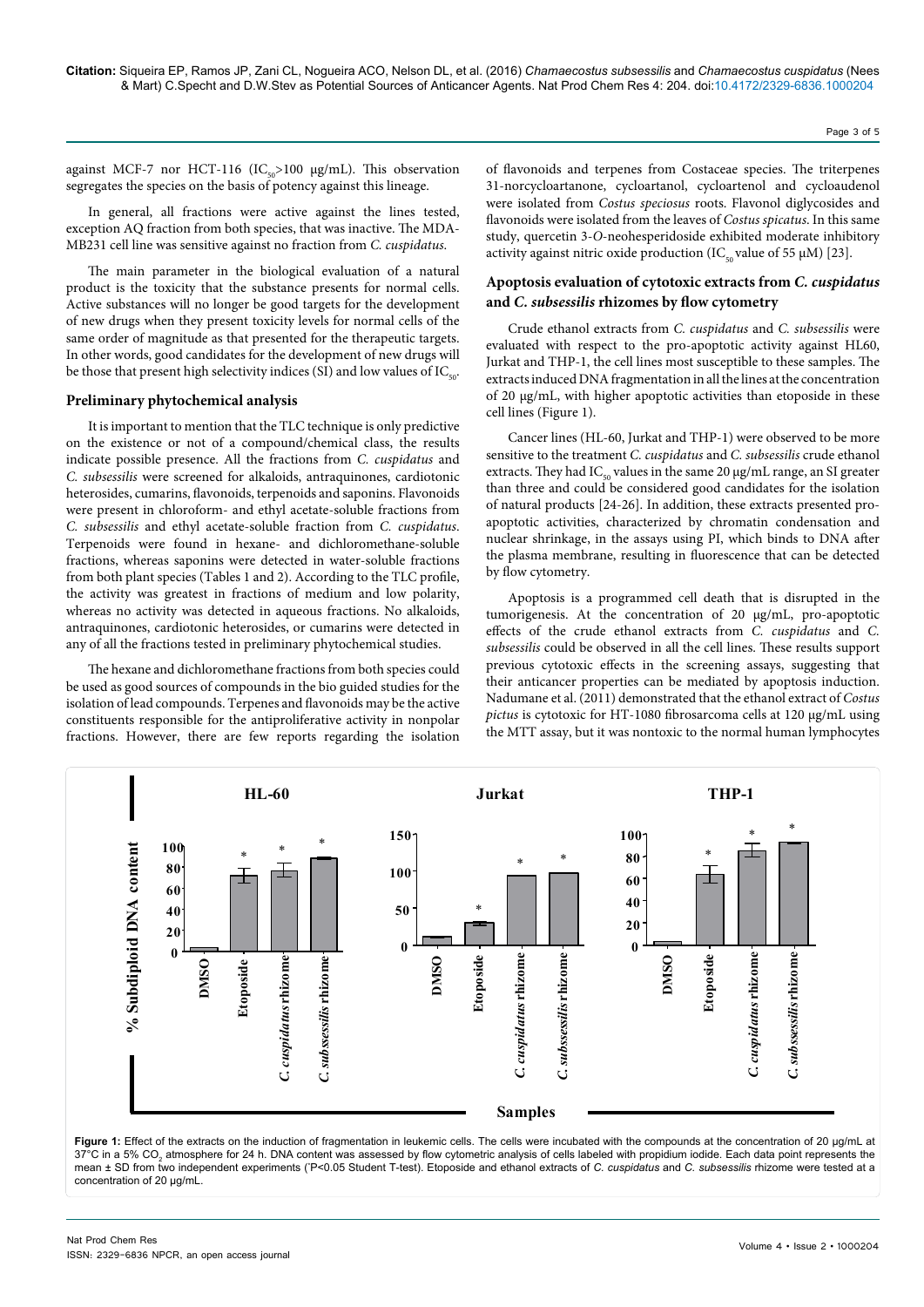against MCF-7 nor HCT-116 ($IC_{50}$>100 μg/mL). This observation segregates the species on the basis of potency against this lineage.

In general, all fractions were active against the lines tested, exception AQ fraction from both species, that was inactive. The MDA-MB231 cell line was sensitive against no fraction from *C. cuspidatus*.

The main parameter in the biological evaluation of a natural product is the toxicity that the substance presents for normal cells. Active substances will no longer be good targets for the development of new drugs when they present toxicity levels for normal cells of the same order of magnitude as that presented for the therapeutic targets. In other words, good candidates for the development of new drugs will be those that present high selectivity indices (SI) and low values of $IC_{50}$.

### Preliminary phytochemical analysis

It is important to mention that the TLC technique is only predictive on the existence or not of a compound/chemical class, the results indicate possible presence. All the fractions from *C. cuspidatus* and *C. subsessilis* were screened for alkaloids, antraquinones, cardiotonic heterosides, cumarins, flavonoids, terpenoids and saponins. Flavonoids were present in chloroform- and ethyl acetate-soluble fractions from *C. subsessilis* and ethyl acetate-soluble fraction from *C. cuspidatus*. Terpenoids were found in hexane- and dichloromethane-soluble fractions, whereas saponins were detected in water-soluble fractions from both plant species (Tables 1 and 2). According to the TLC profile, the activity was greatest in fractions of medium and low polarity, whereas no activity was detected in aqueous fractions. No alkaloids, antraquinones, cardiotonic heterosides, or cumarins were detected in any of all the fractions tested in preliminary phytochemical studies.

The hexane and dichloromethane fractions from both species could be used as good sources of compounds in the bio guided studies for the isolation of lead compounds. Terpenes and flavonoids may be the active constituents responsible for the antiproliferative activity in nonpolar fractions. However, there are few reports regarding the isolation of flavonoids and terpenes from Costaceae species. The triterpenes 31-norcycloartanone, cycloartanol, cycloartenol and cycloaudenol were isolated from *Costus speciosus* roots. Flavonol diglycosides and flavonoids were isolated from the leaves of *Costus spicatus*. In this same study, quercetin 3-*O*-neohesperidoside exhibited moderate inhibitory activity against nitric oxide production ($IC_{50}$ value of 55 μM) [23].

### Apoptosis evaluation of cytotoxic extracts from *C. cuspidatus* and *C. subsessilis* rhizomes by flow cytometry

Crude ethanol extracts from *C. cuspidatus* and *C. subsessilis* were evaluated with respect to the pro-apoptotic activity against HL60, Jurkat and THP-1, the cell lines most susceptible to these samples. The extracts induced DNA fragmentation in all the lines at the concentration of 20 μg/mL, with higher apoptotic activities than etoposide in these cell lines (Figure 1).

Cancer lines (HL-60, Jurkat and THP-1) were observed to be more sensitive to the treatment *C. cuspidatus* and *C. subsessilis* crude ethanol extracts. They had $IC_{50}$ values in the same 20 μg/mL range, an SI greater than three and could be considered good candidates for the isolation of natural products [24-26]. In addition, these extracts presented pro-apoptotic activities, characterized by chromatin condensation and nuclear shrinkage, in the assays using PI, which binds to DNA after the plasma membrane, resulting in fluorescence that can be detected by flow cytometry.

Apoptosis is a programmed cell death that is disrupted in the tumorigenesis. At the concentration of 20 μg/mL, pro-apoptotic effects of the crude ethanol extracts from *C. cuspidatus* and *C. subsessilis* could be observed in all the cell lines. These results support previous cytotoxic effects in the screening assays, suggesting that their anticancer properties can be mediated by apoptosis induction. Nadumane et al. (2011) demonstrated that the ethanol extract of *Costus pictus* is cytotoxic for HT-1080 fibrosarcoma cells at 120 μg/mL using the MTT assay, but it was nontoxic to the normal human lymphocytes

**Figure 1:** Effect of the extracts on the induction of fragmentation in leukemic cells. The cells were incubated with the compounds at the concentration of 20 μg/mL at 37°C in a 5% $CO_2$ atmosphere for 24 h. DNA content was assessed by flow cytometric analysis of cells labeled with propidium iodide. Each data point represents the mean ± SD from two independent experiments (*P<0.05 Student T-test). Etoposide and ethanol extracts of *C. cuspidatus* and *C. subsessilis* rhizome were tested at a concentration of 20 μg/mL.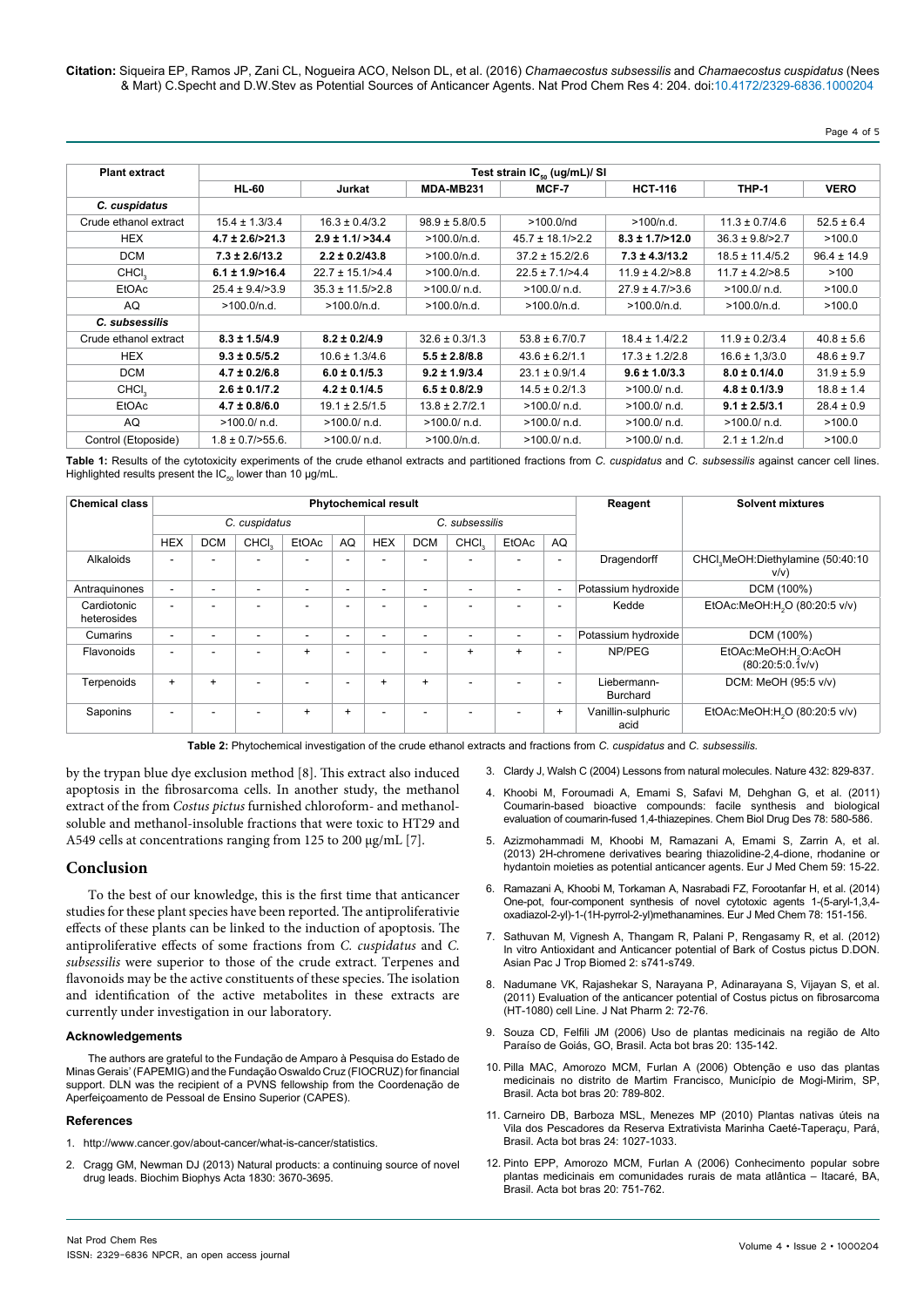| Plant extract | Test strain $IC_{50}$ (ug/mL)/ SI | | | | | | |
|---|---|---|---|---|---|---|---|
| | HL-60 | Jurkat | MDA-MB231 | MCF-7 | HCT-116 | THP-1 | VERO |
| *C. cuspidatus* | | | | | | | |
| Crude ethanol extract | 15.4 ± 1.3/3.4 | 16.3 ± 0.4/3.2 | 98.9 ± 5.8/0.5 | >100.0/nd | >100/n.d. | 11.3 ± 0.7/4.6 | 52.5 ± 6.4 |
| HEX | **4.7 ± 2.6/>21.3** | **2.9 ± 1.1/ >34.4** | >100.0/n.d. | 45.7 ± 18.1/>2.2 | **8.3 ± 1.7/>12.0** | 36.3 ± 9.8/>2.7 | >100.0 |
| DCM | **7.3 ± 2.6/13.2** | **2.2 ± 0.2/43.8** | >100.0/n.d. | 37.2 ± 15.2/2.6 | **7.3 ± 4.3/13.2** | 18.5 ± 11.4/5.2 | 96.4 ± 14.9 |
| $CHCl_3$ | **6.1 ± 1.9/>16.4** | 22.7 ± 15.1/>4.4 | >100.0/n.d. | 22.5 ± 7.1/>4.4 | 11.9 ± 4.2/>8.8 | 11.7 ± 4.2/>8.5 | >100 |
| EtOAc | 25.4 ± 9.4/>3.9 | 35.3 ± 11.5/>2.8 | >100.0/ n.d. | >100.0/ n.d. | 27.9 ± 4.7/>3.6 | >100.0/ n.d. | >100.0 |
| AQ | >100.0/n.d. | >100.0/n.d. | >100.0/n.d. | >100.0/n.d. | >100.0/n.d. | >100.0/n.d. | >100.0 |
| *C. subsessilis* | | | | | | | |
| Crude ethanol extract | **8.3 ± 1.5/4.9** | **8.2 ± 0.2/4.9** | 32.6 ± 0.3/1.3 | 53.8 ± 6.7/0.7 | 18.4 ± 1.4/2.2 | 11.9 ± 0.2/3.4 | 40.8 ± 5.6 |
| HEX | **9.3 ± 0.5/5.2** | 10.6 ± 1.3/4.6 | **5.5 ± 2.8/8.8** | 43.6 ± 6.2/1.1 | 17.3 ± 1.2/2.8 | 16.6 ± 1,3/3.0 | 48.6 ± 9.7 |
| DCM | **4.7 ± 0.2/6.8** | **6.0 ± 0.1/5.3** | **9.2 ± 1.9/3.4** | 23.1 ± 0.9/1.4 | **9.6 ± 1.0/3.3** | **8.0 ± 0.1/4.0** | 31.9 ± 5.9 |
| $CHCl_3$ | **2.6 ± 0.1/7.2** | **4.2 ± 0.1/4.5** | **6.5 ± 0.8/2.9** | 14.5 ± 0.2/1.3 | >100.0/ n.d. | **4.8 ± 0.1/3.9** | 18.8 ± 1.4 |
| EtOAc | **4.7 ± 0.8/6.0** | 19.1 ± 2.5/1.5 | 13.8 ± 2.7/2.1 | >100.0/ n.d. | >100.0/ n.d. | **9.1 ± 2.5/3.1** | 28.4 ± 0.9 |
| AQ | >100.0/ n.d. | >100.0/ n.d. | >100.0/ n.d. | >100.0/ n.d. | >100.0/ n.d. | >100.0/ n.d. | >100.0 |
| Control (Etoposide) | 1.8 ± 0.7/>55.6. | >100.0/ n.d. | >100.0/n.d. | >100.0/ n.d. | >100.0/ n.d. | 2.1 ± 1.2/n.d | >100.0 |

**Table 1:** Results of the cytotoxicity experiments of the crude ethanol extracts and partitioned fractions from *C. cuspidatus* and *C. subsessilis* against cancer cell lines. Highlighted results present the $IC_{50}$ lower than 10 µg/mL.

| Chemical class | Phytochemical result | | | | | | | | | | Reagent | Solvent mixtures |
|---|---|---|---|---|---|---|---|---|---|---|---|---|
| | *C. cuspidatus* | | | | | *C. subsessilis* | | | | | | |
| | HEX | DCM | $CHCl_3$ | EtOAc | AQ | HEX | DCM | $CHCl_3$ | EtOAc | AQ | | |
| Alkaloids | - | - | - | - | - | - | - | - | - | - | Dragendorff | $CHCl_3$MeOH:Diethylamine (50:40:10 v/v) |
| Antraquinones | - | - | - | - | - | - | - | - | - | - | Potassium hydroxide | DCM (100%) |
| Cardiotonic heterosides | - | - | - | - | - | - | - | - | - | - | Kedde | EtOAc:MeOH:$H_2O$ (80:20:5 v/v) |
| Cumarins | - | - | - | - | - | - | - | - | - | - | Potassium hydroxide | DCM (100%) |
| Flavonoids | - | - | - | + | - | - | - | + | + | - | NP/PEG | EtOAc:MeOH:$H_2O$:AcOH (80:20:5:0.1v/v) |
| Terpenoids | + | + | - | - | - | + | + | - | - | - | Liebermann-Burchard | DCM: MeOH (95:5 v/v) |
| Saponins | - | - | - | + | + | - | - | - | - | + | Vanillin-sulphuric acid | EtOAc:MeOH:$H_2O$ (80:20:5 v/v) |

**Table 2:** Phytochemical investigation of the crude ethanol extracts and fractions from *C. cuspidatus* and *C. subsessilis*.

by the trypan blue dye exclusion method [8]. This extract also induced apoptosis in the fibrosarcoma cells. In another study, the methanol extract of the from *Costus pictus* furnished chloroform- and methanol-soluble and methanol-insoluble fractions that were toxic to HT29 and A549 cells at concentrations ranging from 125 to 200 µg/mL [7].

## Conclusion

To the best of our knowledge, this is the first time that anticancer studies for these plant species have been reported. The antiproliferativie effects of these plants can be linked to the induction of apoptosis. The antiproliferative effects of some fractions from *C. cuspidatus* and *C. subsessilis* were superior to those of the crude extract. Terpenes and flavonoids may be the active constituents of these species. The isolation and identification of the active metabolites in these extracts are currently under investigation in our laboratory.

### Acknowledgements

The authors are grateful to the Fundação de Amparo à Pesquisa do Estado de Minas Gerais' (FAPEMIG) and the Fundação Oswaldo Cruz (FIOCRUZ) for financial support. DLN was the recipient of a PVNS fellowship from the Coordenação de Aperfeiçoamento de Pessoal de Ensino Superior (CAPES).

### References

1. http://www.cancer.gov/about-cancer/what-is-cancer/statistics.
2. Cragg GM, Newman DJ (2013) Natural products: a continuing source of novel drug leads. Biochim Biophys Acta 1830: 3670-3695.
3. Clardy J, Walsh C (2004) Lessons from natural molecules. Nature 432: 829-837.
4. Khoobi M, Foroumadi A, Emami S, Safavi M, Dehghan G, et al. (2011) Coumarin-based bioactive compounds: facile synthesis and biological evaluation of coumarin-fused 1,4-thiazepines. Chem Biol Drug Des 78: 580-586.
5. Azizmohammadi M, Khoobi M, Ramazani A, Emami S, Zarrin A, et al. (2013) 2H-chromene derivatives bearing thiazolidine-2,4-dione, rhodanine or hydantoin moieties as potential anticancer agents. Eur J Med Chem 59: 15-22.
6. Ramazani A, Khoobi M, Torkaman A, Nasrabadi FZ, Forootanfar H, et al. (2014) One-pot, four-component synthesis of novel cytotoxic agents 1-(5-aryl-1,3,4-oxadiazol-2-yl)-1-(1H-pyrrol-2-yl)methanamines. Eur J Med Chem 78: 151-156.
7. Sathuvan M, Vignesh A, Thangam R, Palani P, Rengasamy R, et al. (2012) In vitro Antioxidant and Anticancer potential of Bark of Costus pictus D.DON. Asian Pac J Trop Biomed 2: s741-s749.
8. Nadumane VK, Rajashekar S, Narayana P, Adinarayana S, Vijayan S, et al. (2011) Evaluation of the anticancer potential of Costus pictus on fibrosarcoma (HT-1080) cell Line. J Nat Pharm 2: 72-76.
9. Souza CD, Felfili JM (2006) Uso de plantas medicinais na região de Alto Paraíso de Goiás, GO, Brasil. Acta bot bras 20: 135-142.
10. Pilla MAC, Amorozo MCM, Furlan A (2006) Obtenção e uso das plantas medicinais no distrito de Martim Francisco, Município de Mogi-Mirim, SP, Brasil. Acta bot bras 20: 789-802.
11. Carneiro DB, Barboza MSL, Menezes MP (2010) Plantas nativas úteis na Vila dos Pescadores da Reserva Extrativista Marinha Caeté-Taperaçu, Pará, Brasil. Acta bot bras 24: 1027-1033.
12. Pinto EPP, Amorozo MCM, Furlan A (2006) Conhecimento popular sobre plantas medicinais em comunidades rurais de mata atlântica – Itacaré, BA, Brasil. Acta bot bras 20: 751-762.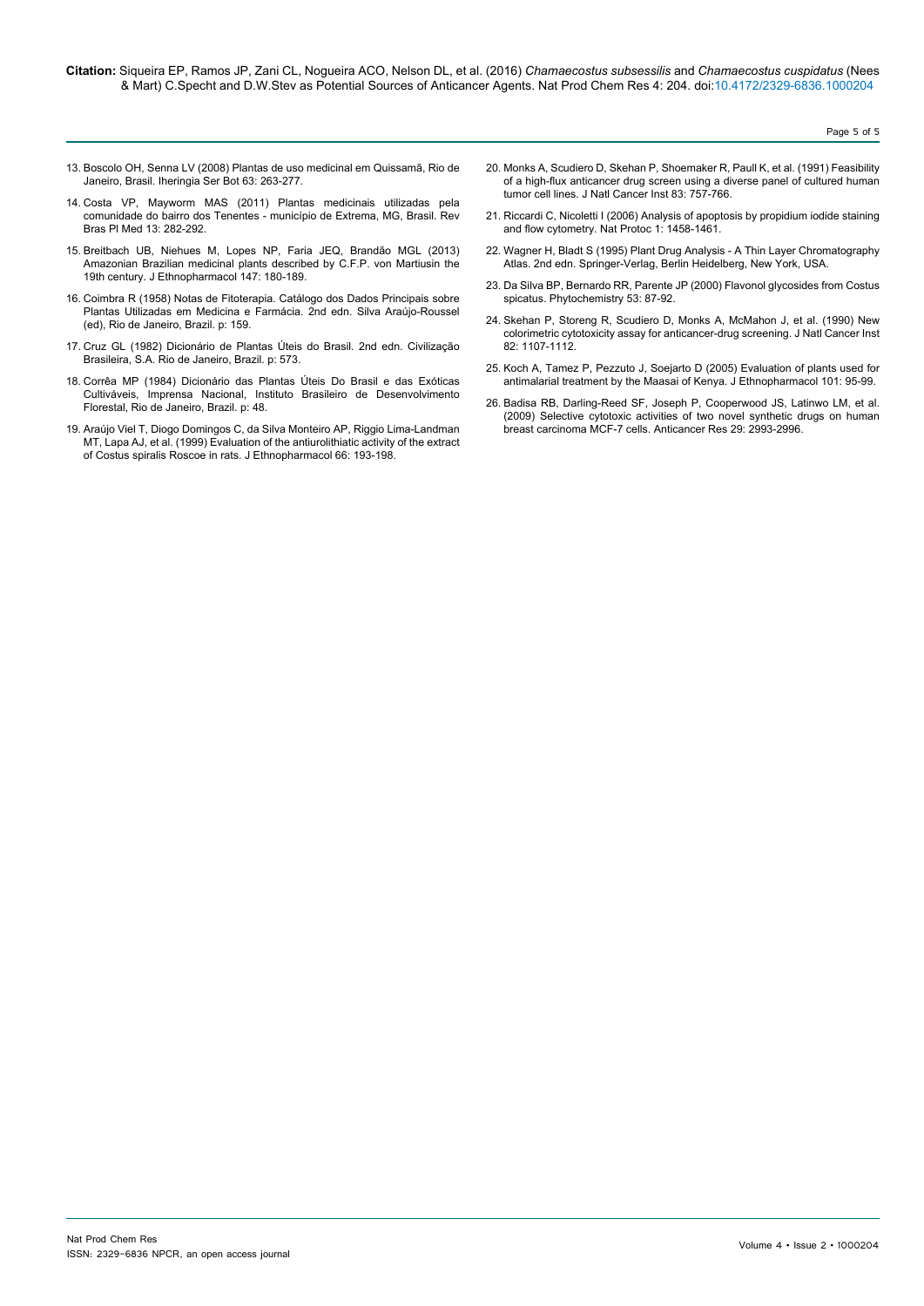13. Boscolo OH, Senna LV (2008) Plantas de uso medicinal em Quissamã, Rio de Janeiro, Brasil. Iheringia Ser Bot 63: 263-277.

14. Costa VP, Mayworm MAS (2011) Plantas medicinais utilizadas pela comunidade do bairro dos Tenentes - município de Extrema, MG, Brasil. Rev Bras Pl Med 13: 282-292.

15. Breitbach UB, Niehues M, Lopes NP, Faria JEQ, Brandão MGL (2013) Amazonian Brazilian medicinal plants described by C.F.P. von Martiusin the 19th century. J Ethnopharmacol 147: 180-189.

16. Coimbra R (1958) Notas de Fitoterapia. Catálogo dos Dados Principais sobre Plantas Utilizadas em Medicina e Farmácia. 2nd edn. Silva Araújo-Roussel (ed), Rio de Janeiro, Brazil. p: 159.

17. Cruz GL (1982) Dicionário de Plantas Úteis do Brasil. 2nd edn. Civilização Brasileira, S.A. Rio de Janeiro, Brazil. p: 573.

18. Corrêa MP (1984) Dicionário das Plantas Úteis Do Brasil e das Exóticas Cultiváveis, Imprensa Nacional, Instituto Brasileiro de Desenvolvimento Florestal, Rio de Janeiro, Brazil. p: 48.

19. Araújo Viel T, Diogo Domingos C, da Silva Monteiro AP, Riggio Lima-Landman MT, Lapa AJ, et al. (1999) Evaluation of the antiurolithiatic activity of the extract of Costus spiralis Roscoe in rats. J Ethnopharmacol 66: 193-198.

20. Monks A, Scudiero D, Skehan P, Shoemaker R, Paull K, et al. (1991) Feasibility of a high-flux anticancer drug screen using a diverse panel of cultured human tumor cell lines. J Natl Cancer Inst 83: 757-766.

21. Riccardi C, Nicoletti I (2006) Analysis of apoptosis by propidium iodide staining and flow cytometry. Nat Protoc 1: 1458-1461.

22. Wagner H, Bladt S (1995) Plant Drug Analysis - A Thin Layer Chromatography Atlas. 2nd edn. Springer-Verlag, Berlin Heidelberg, New York, USA.

23. Da Silva BP, Bernardo RR, Parente JP (2000) Flavonol glycosides from Costus spicatus. Phytochemistry 53: 87-92.

24. Skehan P, Storeng R, Scudiero D, Monks A, McMahon J, et al. (1990) New colorimetric cytotoxicity assay for anticancer-drug screening. J Natl Cancer Inst 82: 1107-1112.

25. Koch A, Tamez P, Pezzuto J, Soejarto D (2005) Evaluation of plants used for antimalarial treatment by the Maasai of Kenya. J Ethnopharmacol 101: 95-99.

26. Badisa RB, Darling-Reed SF, Joseph P, Cooperwood JS, Latinwo LM, et al. (2009) Selective cytotoxic activities of two novel synthetic drugs on human breast carcinoma MCF-7 cells. Anticancer Res 29: 2993-2996.